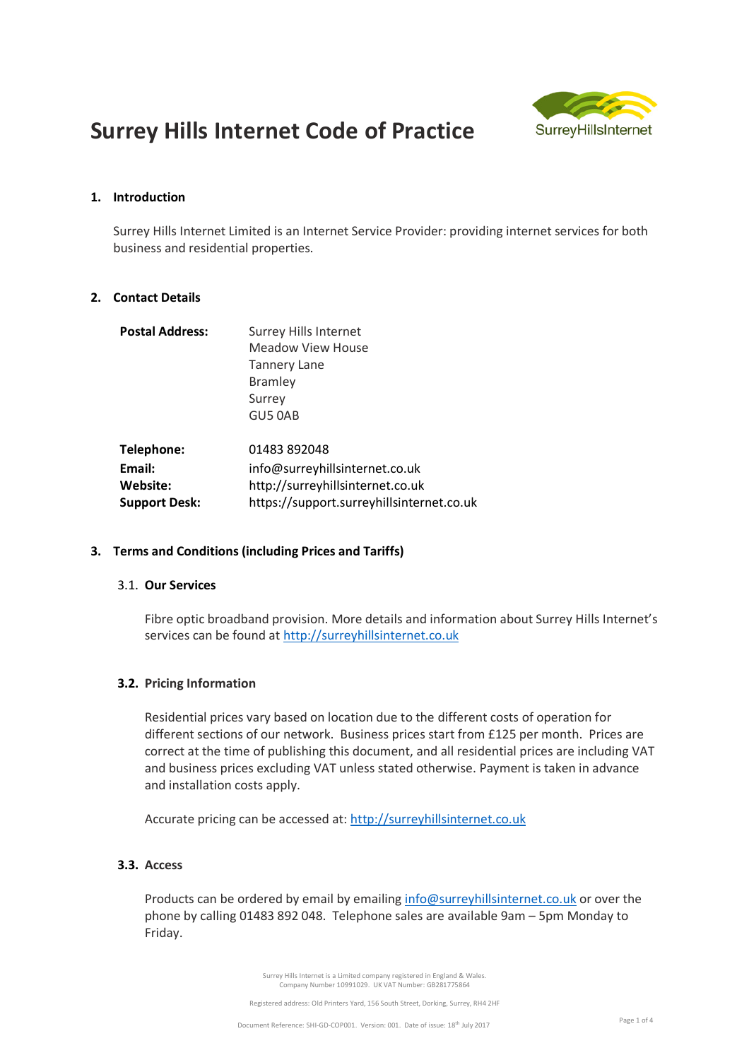# Surrey Hills Internet Code of Practice

## 1. Introduction

Surrey Hills Internet Limited is an Internet Service Provider: providing internet services for both business and residential properties.

## 2. Contact Details

| | |
|---|---|
| **Postal Address:** | Surrey Hills Internet<br>Meadow View House<br>Tannery Lane<br>Bramley<br>Surrey<br>GU5 0AB |
| **Telephone:** | 01483 892048 |
| **Email:** | info@surreyhillsinternet.co.uk |
| **Website:** | http://surreyhillsinternet.co.uk |
| **Support Desk:** | https://support.surreyhillsinternet.co.uk |

## 3. Terms and Conditions (including Prices and Tariffs)

### 3.1. Our Services

Fibre optic broadband provision. More details and information about Surrey Hills Internet's services can be found at http://surreyhillsinternet.co.uk

### 3.2. Pricing Information

Residential prices vary based on location due to the different costs of operation for different sections of our network. Business prices start from £125 per month. Prices are correct at the time of publishing this document, and all residential prices are including VAT and business prices excluding VAT unless stated otherwise. Payment is taken in advance and installation costs apply.

Accurate pricing can be accessed at: http://surreyhillsinternet.co.uk

### 3.3. Access

Products can be ordered by email by emailing info@surreyhillsinternet.co.uk or over the phone by calling 01483 892 048. Telephone sales are available 9am – 5pm Monday to Friday.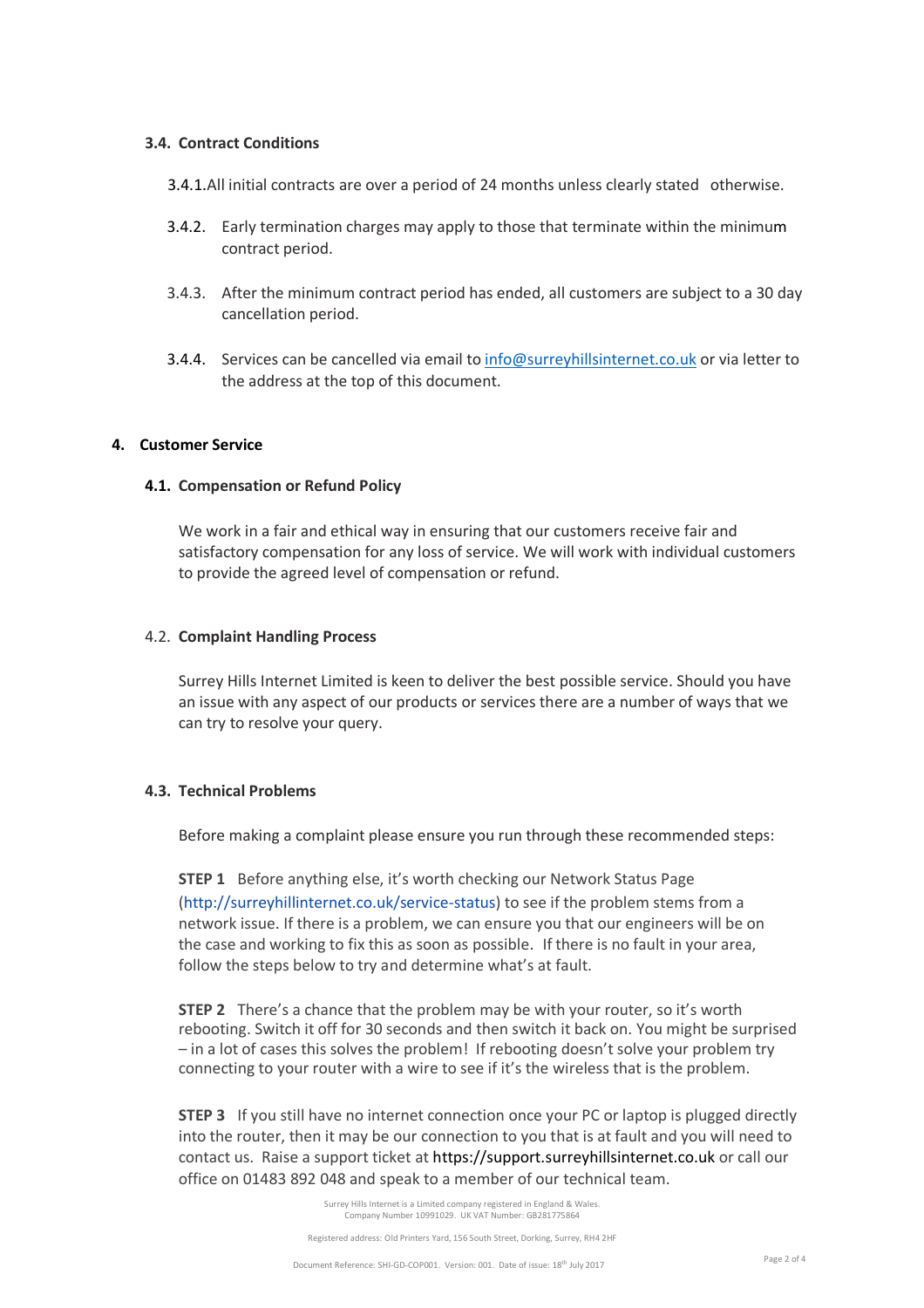### 3.4. Contract Conditions

3.4.1. All initial contracts are over a period of 24 months unless clearly stated otherwise.

3.4.2. Early termination charges may apply to those that terminate within the minimum contract period.

3.4.3. After the minimum contract period has ended, all customers are subject to a 30 day cancellation period.

3.4.4. Services can be cancelled via email to info@surreyhillsinternet.co.uk or via letter to the address at the top of this document.

## 4. Customer Service

### 4.1. Compensation or Refund Policy

We work in a fair and ethical way in ensuring that our customers receive fair and satisfactory compensation for any loss of service. We will work with individual customers to provide the agreed level of compensation or refund.

### 4.2. Complaint Handling Process

Surrey Hills Internet Limited is keen to deliver the best possible service. Should you have an issue with any aspect of our products or services there are a number of ways that we can try to resolve your query.

### 4.3. Technical Problems

Before making a complaint please ensure you run through these recommended steps:

**STEP 1** Before anything else, it's worth checking our Network Status Page (http://surreyhillinternet.co.uk/service-status) to see if the problem stems from a network issue. If there is a problem, we can ensure you that our engineers will be on the case and working to fix this as soon as possible. If there is no fault in your area, follow the steps below to try and determine what's at fault.

**STEP 2** There's a chance that the problem may be with your router, so it's worth rebooting. Switch it off for 30 seconds and then switch it back on. You might be surprised – in a lot of cases this solves the problem! If rebooting doesn't solve your problem try connecting to your router with a wire to see if it's the wireless that is the problem.

**STEP 3** If you still have no internet connection once your PC or laptop is plugged directly into the router, then it may be our connection to you that is at fault and you will need to contact us. Raise a support ticket at https://support.surreyhillsinternet.co.uk or call our office on 01483 892 048 and speak to a member of our technical team.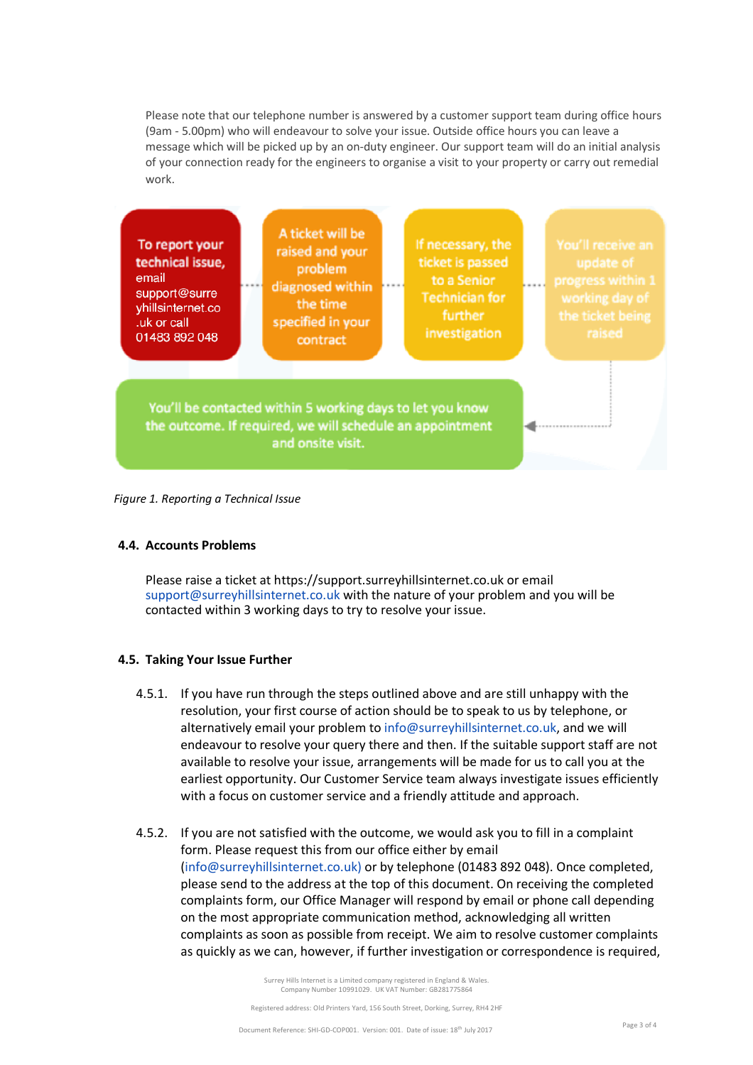Please note that our telephone number is answered by a customer support team during office hours (9am - 5.00pm) who will endeavour to solve your issue. Outside office hours you can leave a message which will be picked up by an on-duty engineer. Our support team will do an initial analysis of your connection ready for the engineers to organise a visit to your property or carry out remedial work.

To report your technical issue, email support@surreyhillsinternet.co.uk or call 01483 892 048

A ticket will be raised and your problem diagnosed within the time specified in your contract

If necessary, the ticket is passed to a Senior Technician for further investigation

You'll receive an update of progress within 1 working day of the ticket being raised

You'll be contacted within 5 working days to let you know the outcome. If required, we will schedule an appointment and onsite visit.

*Figure 1. Reporting a Technical Issue*

### 4.4. Accounts Problems

Please raise a ticket at https://support.surreyhillsinternet.co.uk or email support@surreyhillsinternet.co.uk with the nature of your problem and you will be contacted within 3 working days to try to resolve your issue.

### 4.5. Taking Your Issue Further

4.5.1. If you have run through the steps outlined above and are still unhappy with the resolution, your first course of action should be to speak to us by telephone, or alternatively email your problem to info@surreyhillsinternet.co.uk, and we will endeavour to resolve your query there and then. If the suitable support staff are not available to resolve your issue, arrangements will be made for us to call you at the earliest opportunity. Our Customer Service team always investigate issues efficiently with a focus on customer service and a friendly attitude and approach.

4.5.2. If you are not satisfied with the outcome, we would ask you to fill in a complaint form. Please request this from our office either by email (info@surreyhillsinternet.co.uk) or by telephone (01483 892 048). Once completed, please send to the address at the top of this document. On receiving the completed complaints form, our Office Manager will respond by email or phone call depending on the most appropriate communication method, acknowledging all written complaints as soon as possible from receipt. We aim to resolve customer complaints as quickly as we can, however, if further investigation or correspondence is required,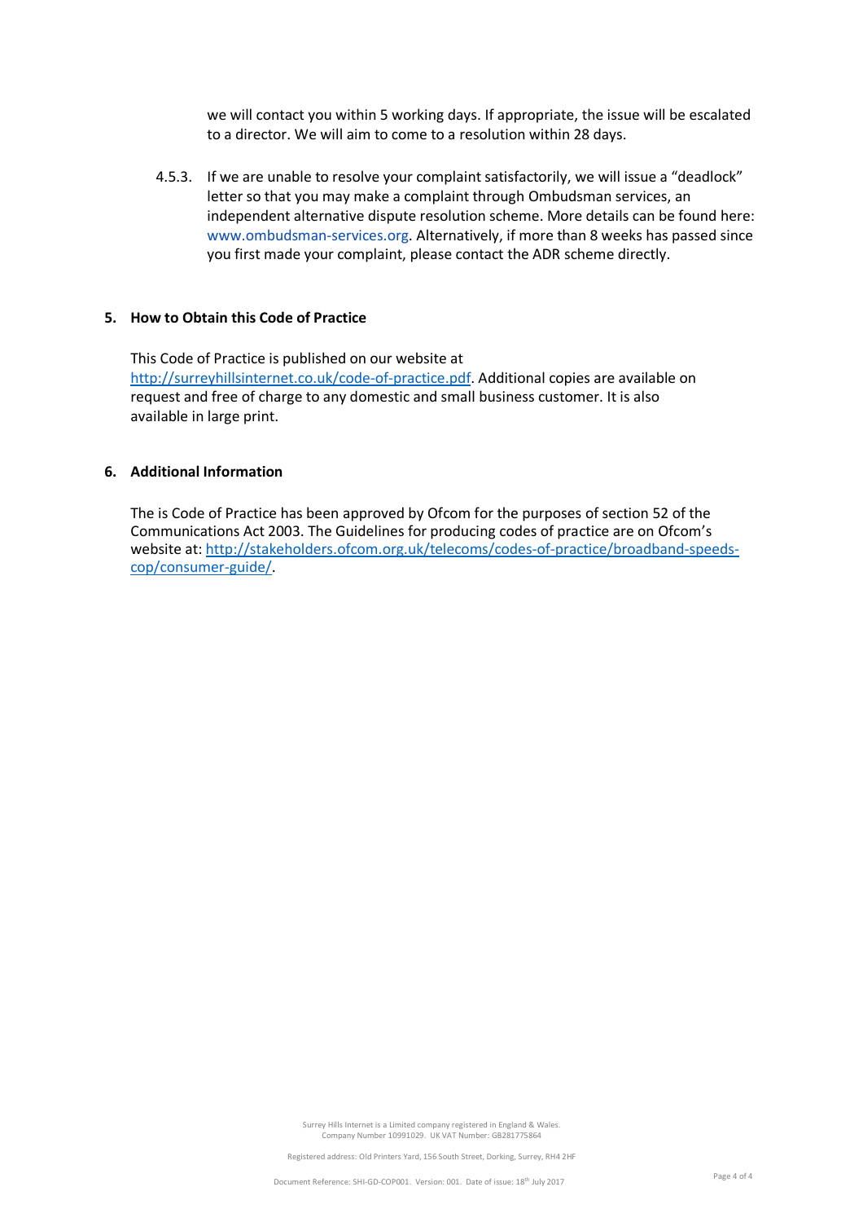we will contact you within 5 working days. If appropriate, the issue will be escalated to a director. We will aim to come to a resolution within 28 days.

4.5.3. If we are unable to resolve your complaint satisfactorily, we will issue a "deadlock" letter so that you may make a complaint through Ombudsman services, an independent alternative dispute resolution scheme. More details can be found here: www.ombudsman-services.org. Alternatively, if more than 8 weeks has passed since you first made your complaint, please contact the ADR scheme directly.

## 5. How to Obtain this Code of Practice

This Code of Practice is published on our website at http://surreyhillsinternet.co.uk/code-of-practice.pdf. Additional copies are available on request and free of charge to any domestic and small business customer. It is also available in large print.

## 6. Additional Information

The is Code of Practice has been approved by Ofcom for the purposes of section 52 of the Communications Act 2003. The Guidelines for producing codes of practice are on Ofcom's website at: http://stakeholders.ofcom.org.uk/telecoms/codes-of-practice/broadband-speeds-cop/consumer-guide/.

Surrey Hills Internet is a Limited company registered in England & Wales.
Company Number 10991029. UK VAT Number: GB281775864

Registered address: Old Printers Yard, 156 South Street, Dorking, Surrey, RH4 2HF

Document Reference: SHI-GD-COP001. Version: 001. Date of issue: 18th July 2017